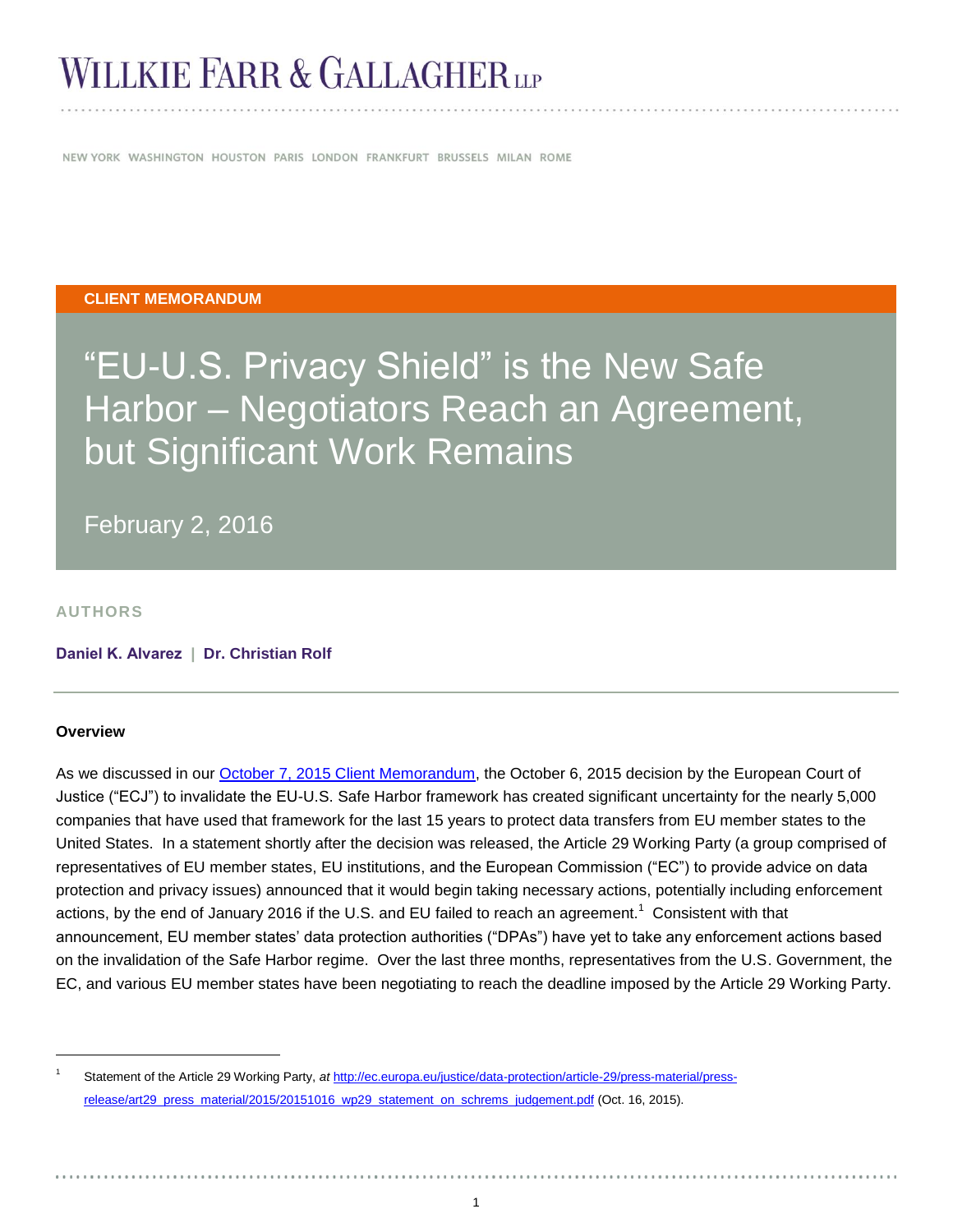# WILLKIE FARR & GALLAGHER LLP

NEW YORK WASHINGTON HOUSTON PARIS LONDON FRANKFURT BRUSSELS MILAN ROME

**CLIENT MEMORANDUM**

## "EU-U.S. Privacy Shield" is the New Safe Harbor – Negotiators Reach an Agreement, but Significant Work Remains

February 2, 2016

**AUTHORS**

**Daniel K. Alvarez** | **Dr. Christian Rolf**

### Overview

As we discussed in our [October 7, 2015 Client Memorandum](), the October 6, 2015 decision by the European Court of Justice ("ECJ") to invalidate the EU-U.S. Safe Harbor framework has created significant uncertainty for the nearly 5,000 companies that have used that framework for the last 15 years to protect data transfers from EU member states to the United States. In a statement shortly after the decision was released, the Article 29 Working Party (a group comprised of representatives of EU member states, EU institutions, and the European Commission ("EC") to provide advice on data protection and privacy issues) announced that it would begin taking necessary actions, potentially including enforcement actions, by the end of January 2016 if the U.S. and EU failed to reach an agreement.[1] Consistent with that announcement, EU member states' data protection authorities ("DPAs") have yet to take any enforcement actions based on the invalidation of the Safe Harbor regime. Over the last three months, representatives from the U.S. Government, the EC, and various EU member states have been negotiating to reach the deadline imposed by the Article 29 Working Party.

---

[1] Statement of the Article 29 Working Party, *at* http://ec.europa.eu/justice/data-protection/article-29/press-material/press-release/art29_press_material/2015/20151016_wp29_statement_on_schrems_judgement.pdf (Oct. 16, 2015).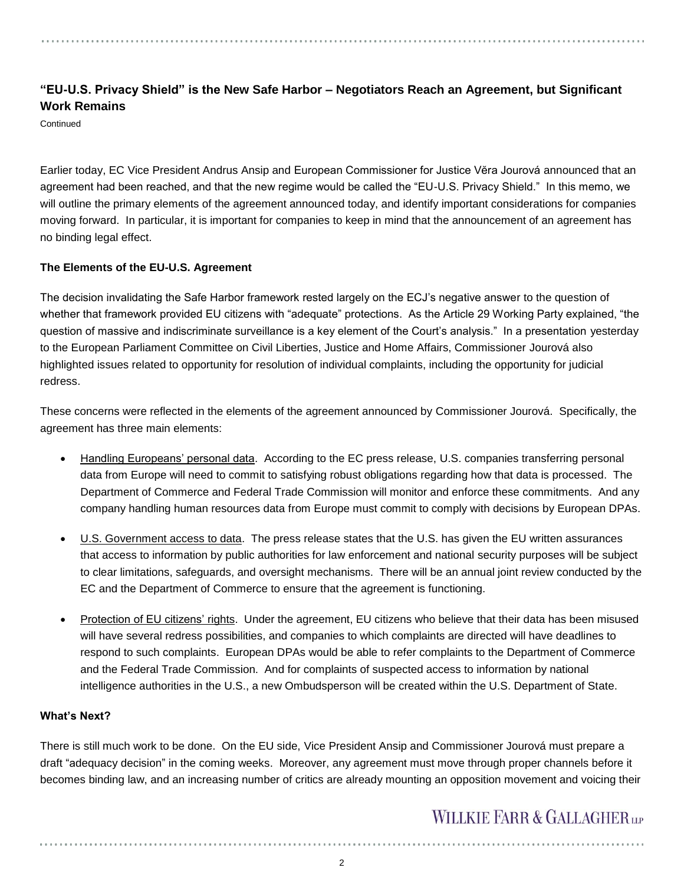## "EU-U.S. Privacy Shield" is the New Safe Harbor – Negotiators Reach an Agreement, but Significant Work Remains

Continued

Earlier today, EC Vice President Andrus Ansip and European Commissioner for Justice Věra Jourová announced that an agreement had been reached, and that the new regime would be called the "EU-U.S. Privacy Shield." In this memo, we will outline the primary elements of the agreement announced today, and identify important considerations for companies moving forward. In particular, it is important for companies to keep in mind that the announcement of an agreement has no binding legal effect.

### The Elements of the EU-U.S. Agreement

The decision invalidating the Safe Harbor framework rested largely on the ECJ's negative answer to the question of whether that framework provided EU citizens with "adequate" protections. As the Article 29 Working Party explained, "the question of massive and indiscriminate surveillance is a key element of the Court's analysis." In a presentation yesterday to the European Parliament Committee on Civil Liberties, Justice and Home Affairs, Commissioner Jourová also highlighted issues related to opportunity for resolution of individual complaints, including the opportunity for judicial redress.

These concerns were reflected in the elements of the agreement announced by Commissioner Jourová. Specifically, the agreement has three main elements:

- Handling Europeans' personal data. According to the EC press release, U.S. companies transferring personal data from Europe will need to commit to satisfying robust obligations regarding how that data is processed. The Department of Commerce and Federal Trade Commission will monitor and enforce these commitments. And any company handling human resources data from Europe must commit to comply with decisions by European DPAs.
- U.S. Government access to data. The press release states that the U.S. has given the EU written assurances that access to information by public authorities for law enforcement and national security purposes will be subject to clear limitations, safeguards, and oversight mechanisms. There will be an annual joint review conducted by the EC and the Department of Commerce to ensure that the agreement is functioning.
- Protection of EU citizens' rights. Under the agreement, EU citizens who believe that their data has been misused will have several redress possibilities, and companies to which complaints are directed will have deadlines to respond to such complaints. European DPAs would be able to refer complaints to the Department of Commerce and the Federal Trade Commission. And for complaints of suspected access to information by national intelligence authorities in the U.S., a new Ombudsperson will be created within the U.S. Department of State.

### What's Next?

There is still much work to be done. On the EU side, Vice President Ansip and Commissioner Jourová must prepare a draft "adequacy decision" in the coming weeks. Moreover, any agreement must move through proper channels before it becomes binding law, and an increasing number of critics are already mounting an opposition movement and voicing their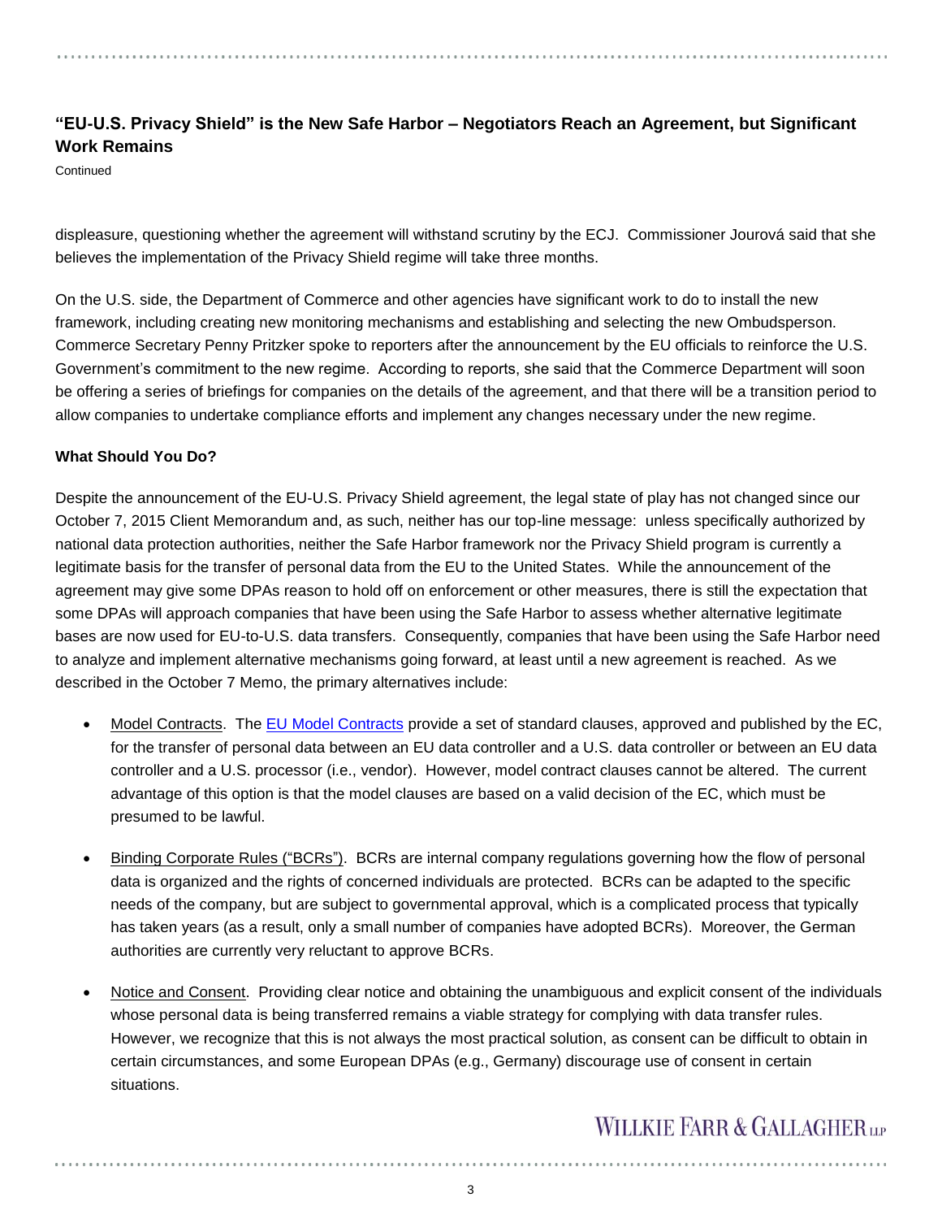displeasure, questioning whether the agreement will withstand scrutiny by the ECJ. Commissioner Jourová said that she believes the implementation of the Privacy Shield regime will take three months.

On the U.S. side, the Department of Commerce and other agencies have significant work to do to install the new framework, including creating new monitoring mechanisms and establishing and selecting the new Ombudsperson. Commerce Secretary Penny Pritzker spoke to reporters after the announcement by the EU officials to reinforce the U.S. Government's commitment to the new regime. According to reports, she said that the Commerce Department will soon be offering a series of briefings for companies on the details of the agreement, and that there will be a transition period to allow companies to undertake compliance efforts and implement any changes necessary under the new regime.

**What Should You Do?**

Despite the announcement of the EU-U.S. Privacy Shield agreement, the legal state of play has not changed since our October 7, 2015 Client Memorandum and, as such, neither has our top-line message: unless specifically authorized by national data protection authorities, neither the Safe Harbor framework nor the Privacy Shield program is currently a legitimate basis for the transfer of personal data from the EU to the United States. While the announcement of the agreement may give some DPAs reason to hold off on enforcement or other measures, there is still the expectation that some DPAs will approach companies that have been using the Safe Harbor to assess whether alternative legitimate bases are now used for EU-to-U.S. data transfers. Consequently, companies that have been using the Safe Harbor need to analyze and implement alternative mechanisms going forward, at least until a new agreement is reached. As we described in the October 7 Memo, the primary alternatives include:

- Model Contracts. The EU Model Contracts provide a set of standard clauses, approved and published by the EC, for the transfer of personal data between an EU data controller and a U.S. data controller or between an EU data controller and a U.S. processor (i.e., vendor). However, model contract clauses cannot be altered. The current advantage of this option is that the model clauses are based on a valid decision of the EC, which must be presumed to be lawful.

- Binding Corporate Rules ("BCRs"). BCRs are internal company regulations governing how the flow of personal data is organized and the rights of concerned individuals are protected. BCRs can be adapted to the specific needs of the company, but are subject to governmental approval, which is a complicated process that typically has taken years (as a result, only a small number of companies have adopted BCRs). Moreover, the German authorities are currently very reluctant to approve BCRs.

- Notice and Consent. Providing clear notice and obtaining the unambiguous and explicit consent of the individuals whose personal data is being transferred remains a viable strategy for complying with data transfer rules. However, we recognize that this is not always the most practical solution, as consent can be difficult to obtain in certain circumstances, and some European DPAs (e.g., Germany) discourage use of consent in certain situations.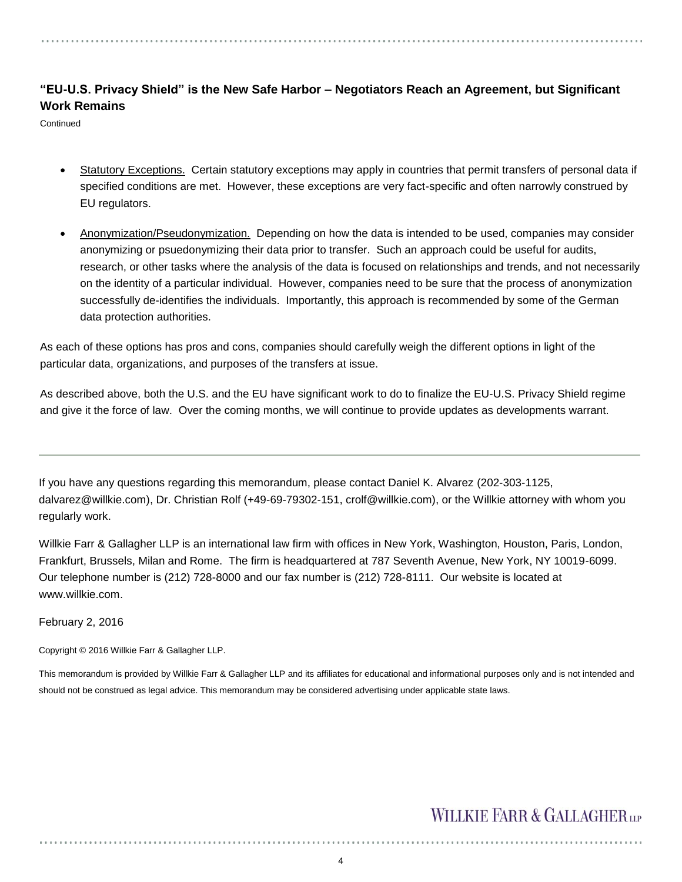## "EU-U.S. Privacy Shield" is the New Safe Harbor – Negotiators Reach an Agreement, but Significant Work Remains

Continued

- Statutory Exceptions. Certain statutory exceptions may apply in countries that permit transfers of personal data if specified conditions are met. However, these exceptions are very fact-specific and often narrowly construed by EU regulators.
- Anonymization/Pseudonymization. Depending on how the data is intended to be used, companies may consider anonymizing or psuedonymizing their data prior to transfer. Such an approach could be useful for audits, research, or other tasks where the analysis of the data is focused on relationships and trends, and not necessarily on the identity of a particular individual. However, companies need to be sure that the process of anonymization successfully de-identifies the individuals. Importantly, this approach is recommended by some of the German data protection authorities.

As each of these options has pros and cons, companies should carefully weigh the different options in light of the particular data, organizations, and purposes of the transfers at issue.

As described above, both the U.S. and the EU have significant work to do to finalize the EU-U.S. Privacy Shield regime and give it the force of law. Over the coming months, we will continue to provide updates as developments warrant.

---

If you have any questions regarding this memorandum, please contact Daniel K. Alvarez (202-303-1125, dalvarez@willkie.com), Dr. Christian Rolf (+49-69-79302-151, crolf@willkie.com), or the Willkie attorney with whom you regularly work.

Willkie Farr & Gallagher LLP is an international law firm with offices in New York, Washington, Houston, Paris, London, Frankfurt, Brussels, Milan and Rome. The firm is headquartered at 787 Seventh Avenue, New York, NY 10019-6099. Our telephone number is (212) 728-8000 and our fax number is (212) 728-8111. Our website is located at www.willkie.com.

February 2, 2016

Copyright © 2016 Willkie Farr & Gallagher LLP.

This memorandum is provided by Willkie Farr & Gallagher LLP and its affiliates for educational and informational purposes only and is not intended and should not be construed as legal advice. This memorandum may be considered advertising under applicable state laws.